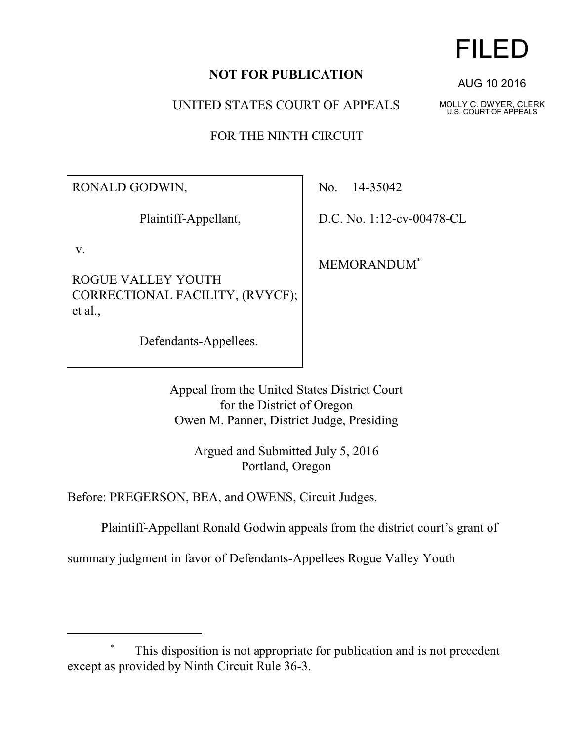FILED

AUG 10 2016

MOLLY C. DWYER, CLERK
U.S. COURT OF APPEALS

**NOT FOR PUBLICATION**

UNITED STATES COURT OF APPEALS

FOR THE NINTH CIRCUIT

| | |
|---|---|
| RONALD GODWIN,<br><br>Plaintiff-Appellant,<br><br>v.<br><br>ROGUE VALLEY YOUTH CORRECTIONAL FACILITY, (RVYCF); et al.,<br><br>Defendants-Appellees. | No. 14-35042<br><br>D.C. No. 1:12-cv-00478-CL<br><br>MEMORANDUM* |

Appeal from the United States District Court
for the District of Oregon
Owen M. Panner, District Judge, Presiding

Argued and Submitted July 5, 2016
Portland, Oregon

Before: PREGERSON, BEA, and OWENS, Circuit Judges.

Plaintiff-Appellant Ronald Godwin appeals from the district court's grant of summary judgment in favor of Defendants-Appellees Rogue Valley Youth

---

\* This disposition is not appropriate for publication and is not precedent except as provided by Ninth Circuit Rule 36-3.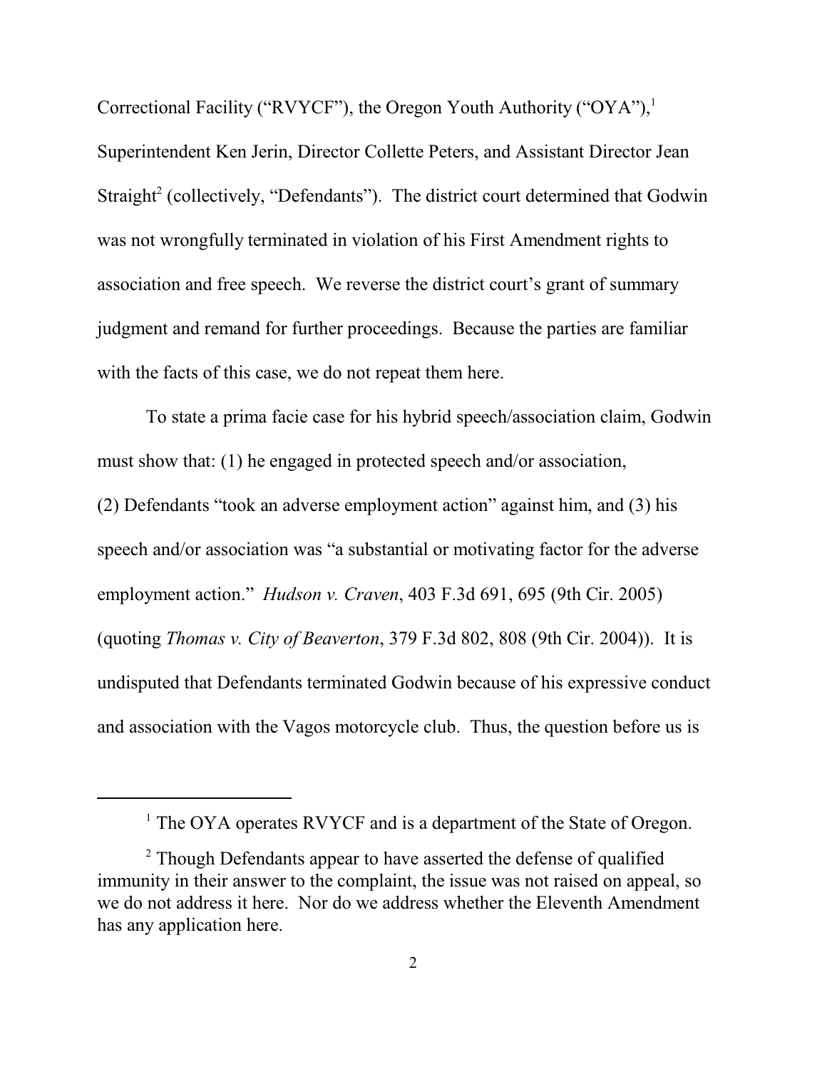Correctional Facility ("RVYCF"), the Oregon Youth Authority ("OYA"),[1] Superintendent Ken Jerin, Director Collette Peters, and Assistant Director Jean Straight[2] (collectively, "Defendants"). The district court determined that Godwin was not wrongfully terminated in violation of his First Amendment rights to association and free speech. We reverse the district court's grant of summary judgment and remand for further proceedings. Because the parties are familiar with the facts of this case, we do not repeat them here.

To state a prima facie case for his hybrid speech/association claim, Godwin must show that: (1) he engaged in protected speech and/or association, (2) Defendants "took an adverse employment action" against him, and (3) his speech and/or association was "a substantial or motivating factor for the adverse employment action." *Hudson v. Craven*, 403 F.3d 691, 695 (9th Cir. 2005) (quoting *Thomas v. City of Beaverton*, 379 F.3d 802, 808 (9th Cir. 2004)). It is undisputed that Defendants terminated Godwin because of his expressive conduct and association with the Vagos motorcycle club. Thus, the question before us is

---

[1] The OYA operates RVYCF and is a department of the State of Oregon.

[2] Though Defendants appear to have asserted the defense of qualified immunity in their answer to the complaint, the issue was not raised on appeal, so we do not address it here. Nor do we address whether the Eleventh Amendment has any application here.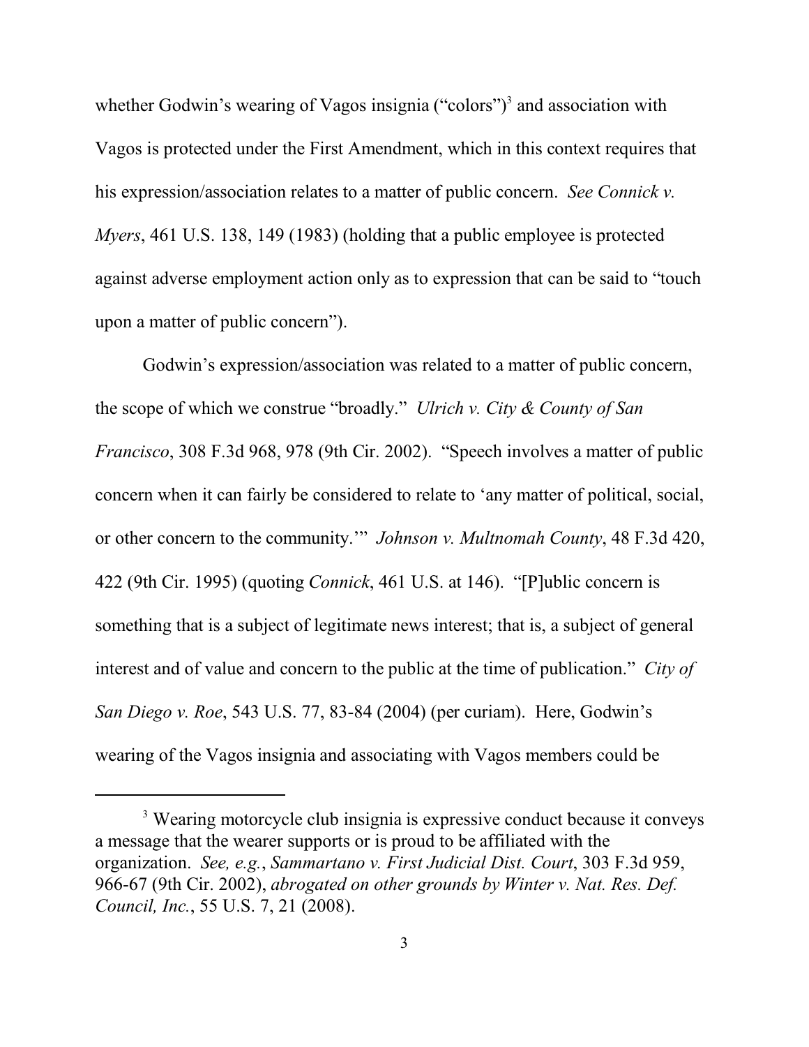whether Godwin's wearing of Vagos insignia ("colors")[3] and association with Vagos is protected under the First Amendment, which in this context requires that his expression/association relates to a matter of public concern. *See Connick v. Myers*, 461 U.S. 138, 149 (1983) (holding that a public employee is protected against adverse employment action only as to expression that can be said to "touch upon a matter of public concern").

Godwin's expression/association was related to a matter of public concern, the scope of which we construe "broadly." *Ulrich v. City & County of San Francisco*, 308 F.3d 968, 978 (9th Cir. 2002). "Speech involves a matter of public concern when it can fairly be considered to relate to 'any matter of political, social, or other concern to the community.'" *Johnson v. Multnomah County*, 48 F.3d 420, 422 (9th Cir. 1995) (quoting *Connick*, 461 U.S. at 146). "[P]ublic concern is something that is a subject of legitimate news interest; that is, a subject of general interest and of value and concern to the public at the time of publication." *City of San Diego v. Roe*, 543 U.S. 77, 83-84 (2004) (per curiam). Here, Godwin's wearing of the Vagos insignia and associating with Vagos members could be

[3] Wearing motorcycle club insignia is expressive conduct because it conveys a message that the wearer supports or is proud to be affiliated with the organization. *See, e.g.*, *Sammartano v. First Judicial Dist. Court*, 303 F.3d 959, 966-67 (9th Cir. 2002), *abrogated on other grounds by Winter v. Nat. Res. Def. Council, Inc.*, 55 U.S. 7, 21 (2008).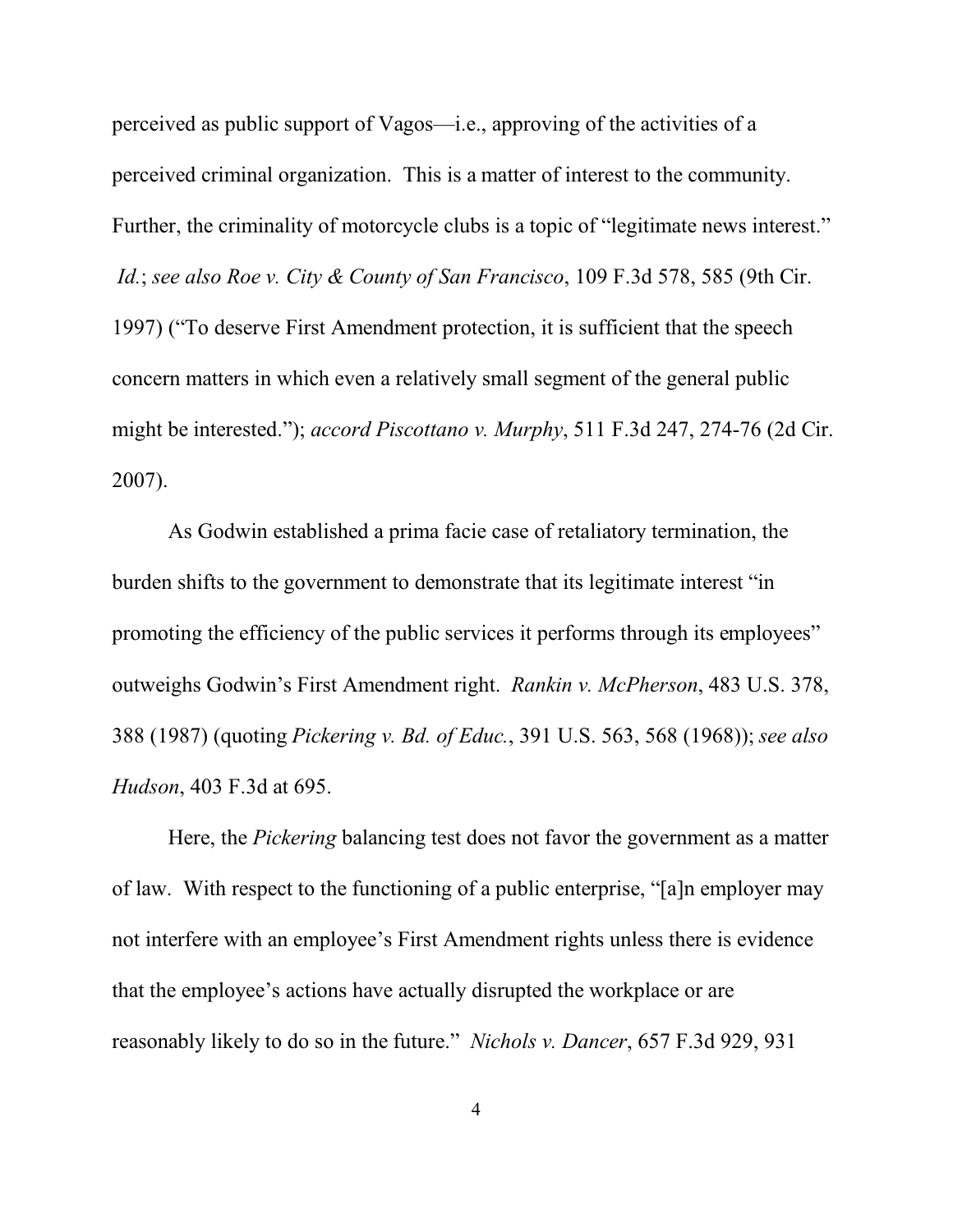perceived as public support of Vagos—i.e., approving of the activities of a perceived criminal organization. This is a matter of interest to the community. Further, the criminality of motorcycle clubs is a topic of "legitimate news interest." *Id.*; *see also Roe v. City & County of San Francisco*, 109 F.3d 578, 585 (9th Cir. 1997) ("To deserve First Amendment protection, it is sufficient that the speech concern matters in which even a relatively small segment of the general public might be interested."); *accord Piscottano v. Murphy*, 511 F.3d 247, 274-76 (2d Cir. 2007).

As Godwin established a prima facie case of retaliatory termination, the burden shifts to the government to demonstrate that its legitimate interest "in promoting the efficiency of the public services it performs through its employees" outweighs Godwin's First Amendment right. *Rankin v. McPherson*, 483 U.S. 378, 388 (1987) (quoting *Pickering v. Bd. of Educ.*, 391 U.S. 563, 568 (1968)); *see also Hudson*, 403 F.3d at 695.

Here, the *Pickering* balancing test does not favor the government as a matter of law. With respect to the functioning of a public enterprise, "[a]n employer may not interfere with an employee's First Amendment rights unless there is evidence that the employee's actions have actually disrupted the workplace or are reasonably likely to do so in the future." *Nichols v. Dancer*, 657 F.3d 929, 931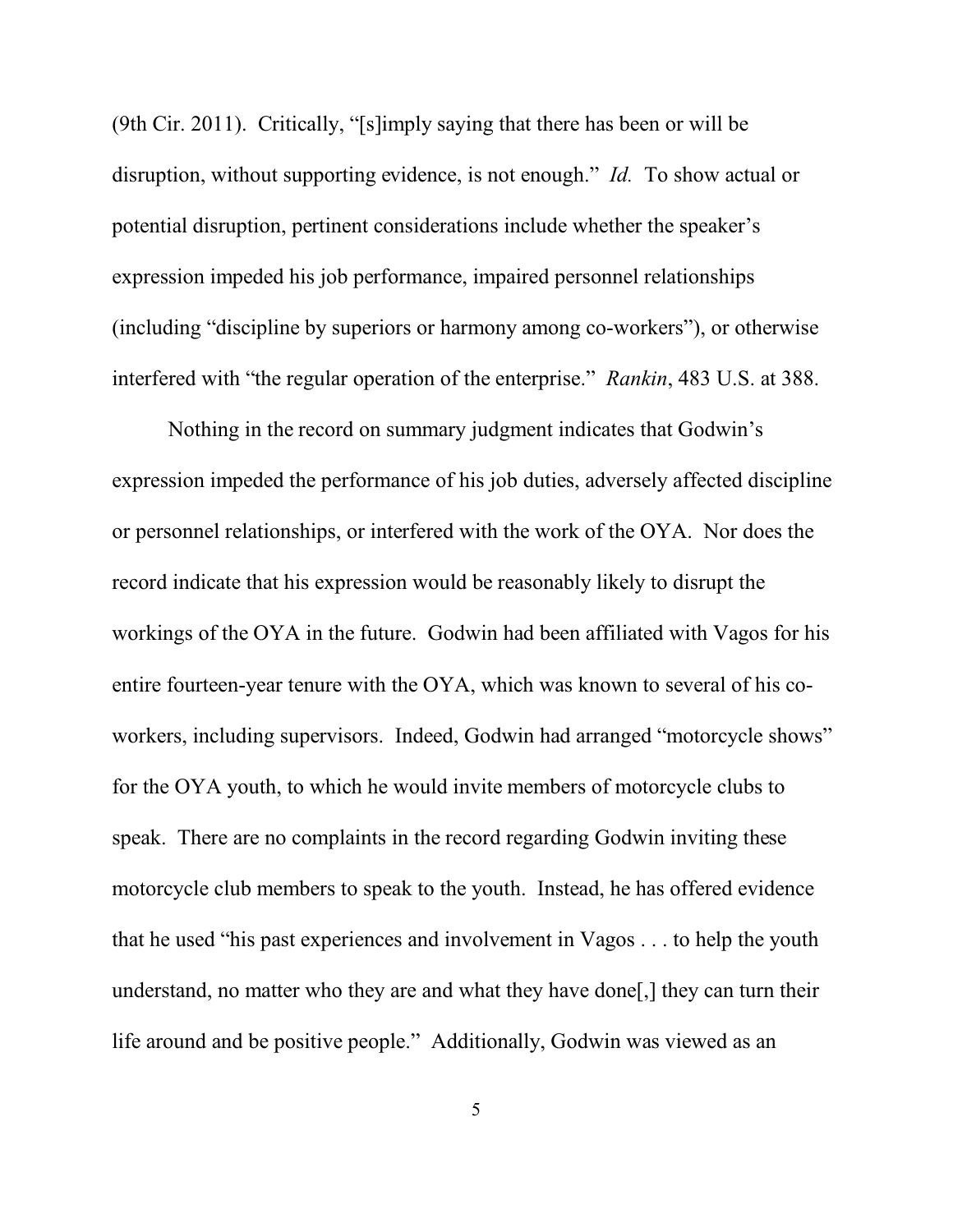(9th Cir. 2011). Critically, "[s]imply saying that there has been or will be disruption, without supporting evidence, is not enough." *Id.* To show actual or potential disruption, pertinent considerations include whether the speaker's expression impeded his job performance, impaired personnel relationships (including "discipline by superiors or harmony among co-workers"), or otherwise interfered with "the regular operation of the enterprise." *Rankin*, 483 U.S. at 388.

Nothing in the record on summary judgment indicates that Godwin's expression impeded the performance of his job duties, adversely affected discipline or personnel relationships, or interfered with the work of the OYA. Nor does the record indicate that his expression would be reasonably likely to disrupt the workings of the OYA in the future. Godwin had been affiliated with Vagos for his entire fourteen-year tenure with the OYA, which was known to several of his co-workers, including supervisors. Indeed, Godwin had arranged "motorcycle shows" for the OYA youth, to which he would invite members of motorcycle clubs to speak. There are no complaints in the record regarding Godwin inviting these motorcycle club members to speak to the youth. Instead, he has offered evidence that he used "his past experiences and involvement in Vagos . . . to help the youth understand, no matter who they are and what they have done[,] they can turn their life around and be positive people." Additionally, Godwin was viewed as an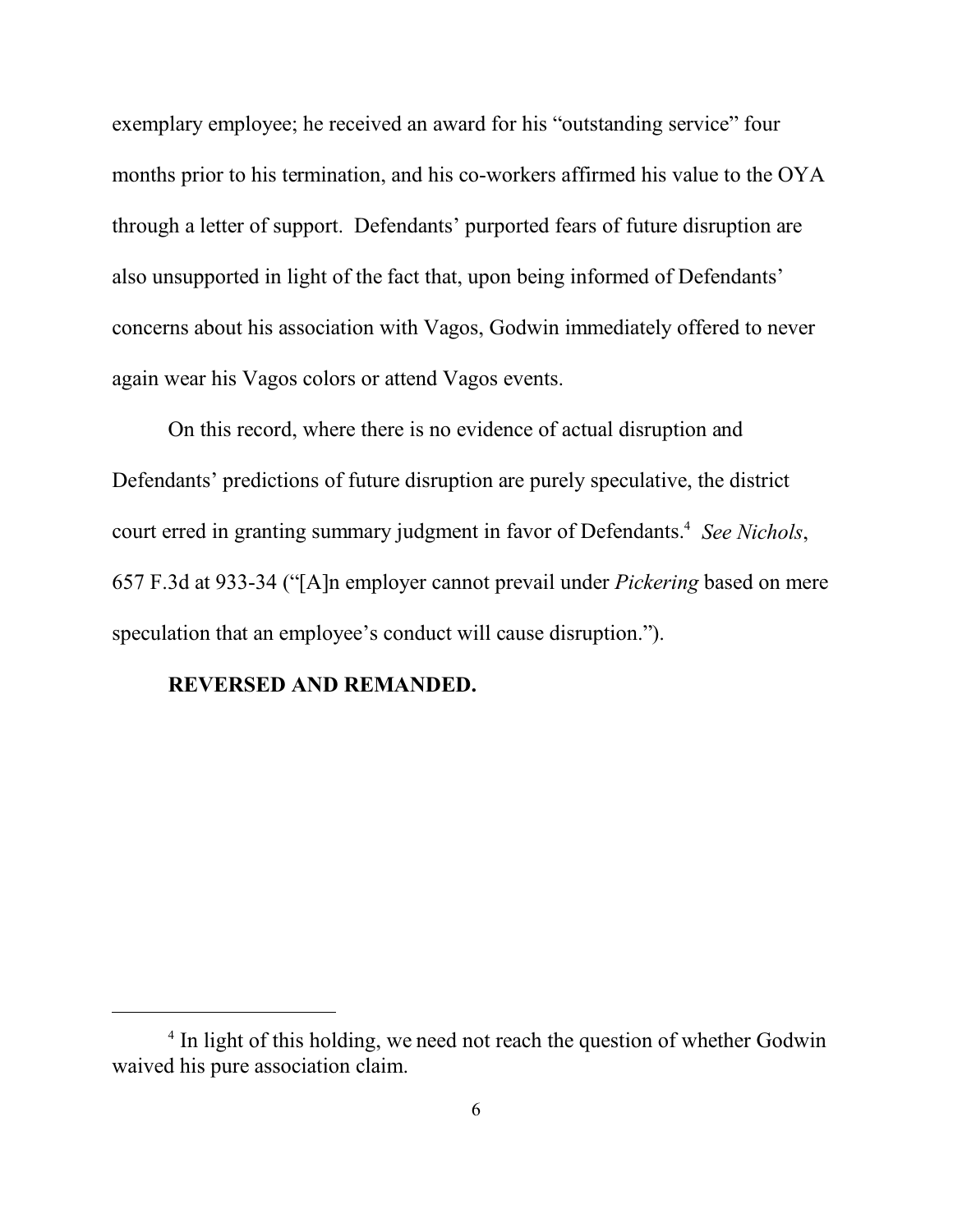exemplary employee; he received an award for his "outstanding service" four months prior to his termination, and his co-workers affirmed his value to the OYA through a letter of support. Defendants' purported fears of future disruption are also unsupported in light of the fact that, upon being informed of Defendants' concerns about his association with Vagos, Godwin immediately offered to never again wear his Vagos colors or attend Vagos events.

On this record, where there is no evidence of actual disruption and Defendants' predictions of future disruption are purely speculative, the district court erred in granting summary judgment in favor of Defendants.[4] *See Nichols*, 657 F.3d at 933-34 ("[A]n employer cannot prevail under *Pickering* based on mere speculation that an employee's conduct will cause disruption.").

**REVERSED AND REMANDED.**

---

[4] In light of this holding, we need not reach the question of whether Godwin waived his pure association claim.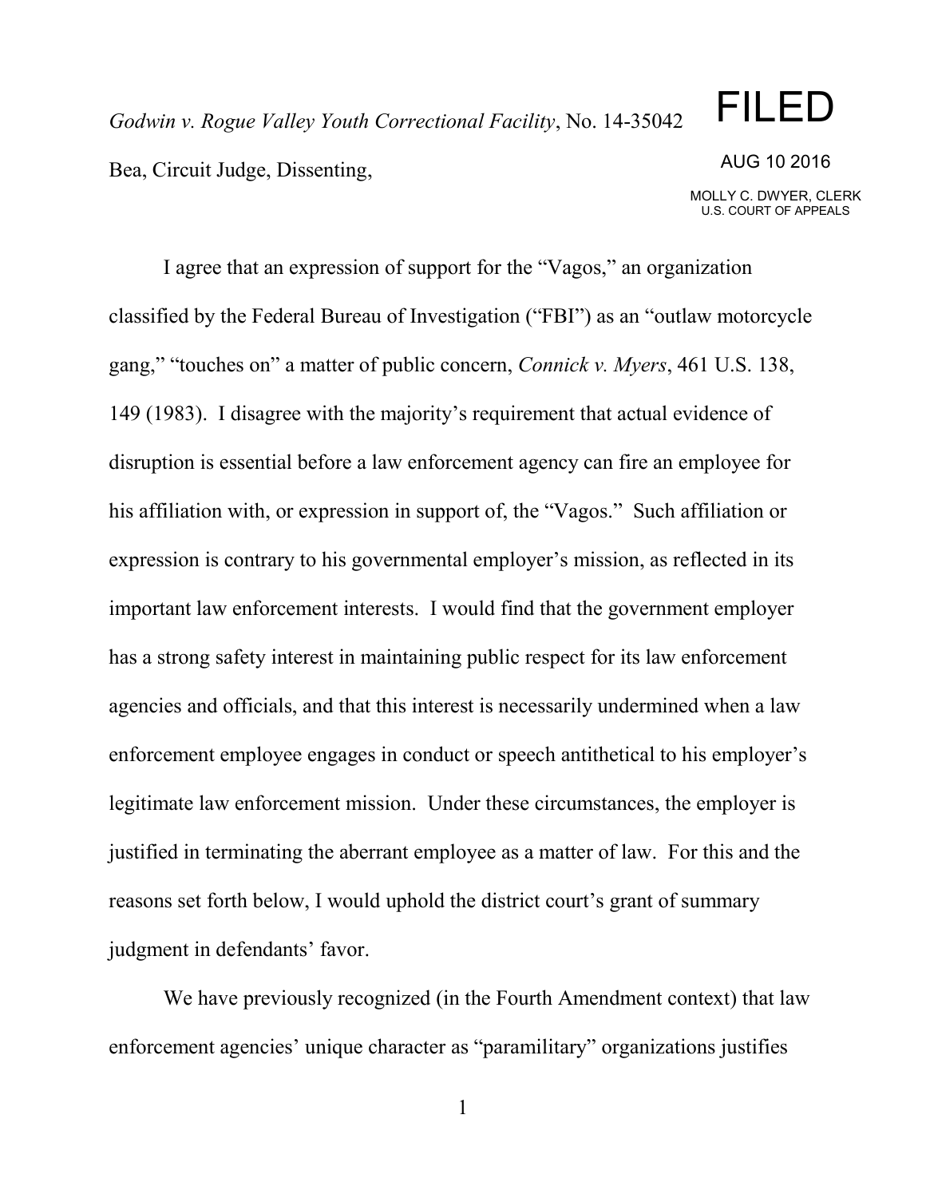*Godwin v. Rogue Valley Youth Correctional Facility*, No. 14-35042

Bea, Circuit Judge, Dissenting,

FILED

AUG 10 2016

MOLLY C. DWYER, CLERK
U.S. COURT OF APPEALS

I agree that an expression of support for the "Vagos," an organization classified by the Federal Bureau of Investigation ("FBI") as an "outlaw motorcycle gang," "touches on" a matter of public concern, *Connick v. Myers*, 461 U.S. 138, 149 (1983). I disagree with the majority's requirement that actual evidence of disruption is essential before a law enforcement agency can fire an employee for his affiliation with, or expression in support of, the "Vagos." Such affiliation or expression is contrary to his governmental employer's mission, as reflected in its important law enforcement interests. I would find that the government employer has a strong safety interest in maintaining public respect for its law enforcement agencies and officials, and that this interest is necessarily undermined when a law enforcement employee engages in conduct or speech antithetical to his employer's legitimate law enforcement mission. Under these circumstances, the employer is justified in terminating the aberrant employee as a matter of law. For this and the reasons set forth below, I would uphold the district court's grant of summary judgment in defendants' favor.

We have previously recognized (in the Fourth Amendment context) that law enforcement agencies' unique character as "paramilitary" organizations justifies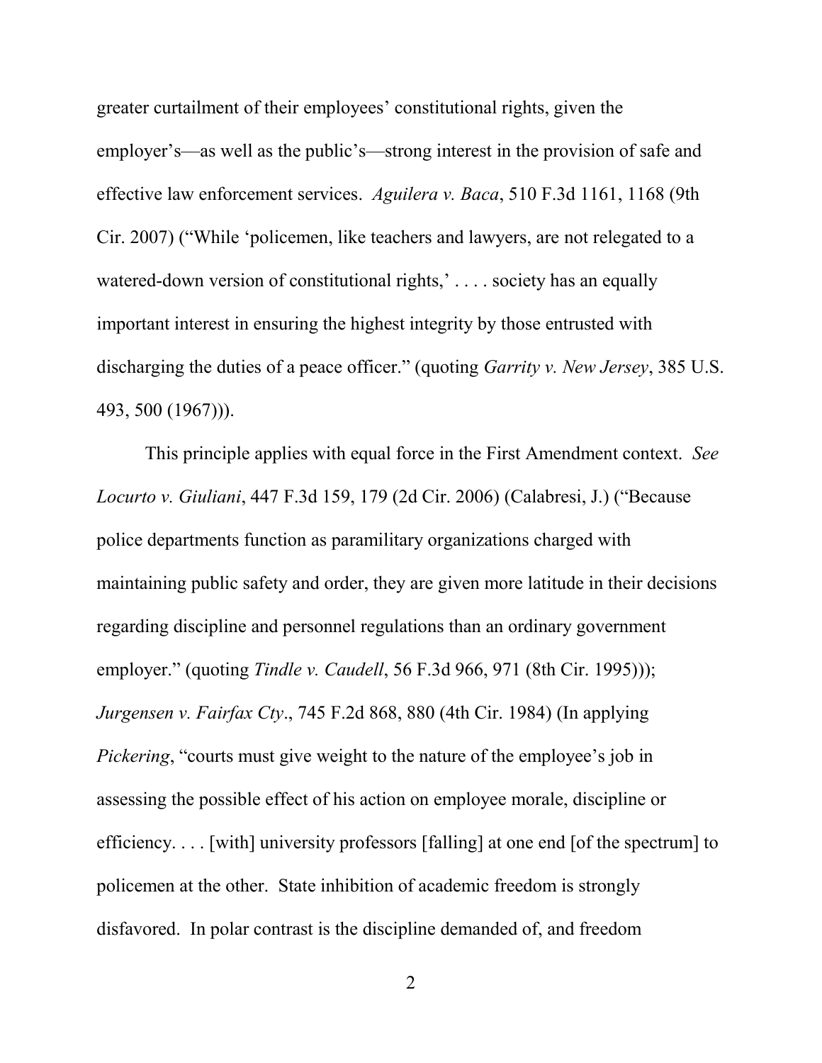greater curtailment of their employees' constitutional rights, given the employer's—as well as the public's—strong interest in the provision of safe and effective law enforcement services. *Aguilera v. Baca*, 510 F.3d 1161, 1168 (9th Cir. 2007) ("While 'policemen, like teachers and lawyers, are not relegated to a watered-down version of constitutional rights,' . . . . society has an equally important interest in ensuring the highest integrity by those entrusted with discharging the duties of a peace officer." (quoting *Garrity v. New Jersey*, 385 U.S. 493, 500 (1967))).

This principle applies with equal force in the First Amendment context. *See Locurto v. Giuliani*, 447 F.3d 159, 179 (2d Cir. 2006) (Calabresi, J.) ("Because police departments function as paramilitary organizations charged with maintaining public safety and order, they are given more latitude in their decisions regarding discipline and personnel regulations than an ordinary government employer." (quoting *Tindle v. Caudell*, 56 F.3d 966, 971 (8th Cir. 1995))); *Jurgensen v. Fairfax Cty*., 745 F.2d 868, 880 (4th Cir. 1984) (In applying *Pickering*, "courts must give weight to the nature of the employee's job in assessing the possible effect of his action on employee morale, discipline or efficiency. . . . [with] university professors [falling] at one end [of the spectrum] to policemen at the other. State inhibition of academic freedom is strongly disfavored. In polar contrast is the discipline demanded of, and freedom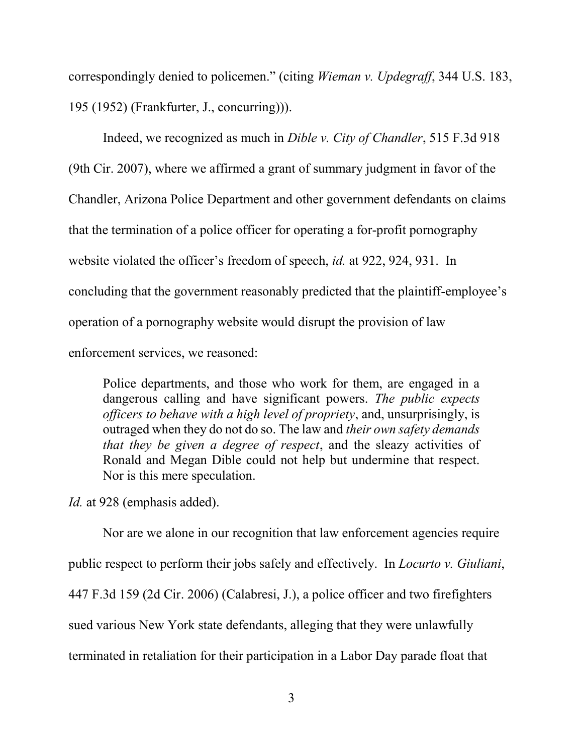correspondingly denied to policemen." (citing *Wieman v. Updegraff*, 344 U.S. 183, 195 (1952) (Frankfurter, J., concurring))).

Indeed, we recognized as much in *Dible v. City of Chandler*, 515 F.3d 918 (9th Cir. 2007), where we affirmed a grant of summary judgment in favor of the Chandler, Arizona Police Department and other government defendants on claims that the termination of a police officer for operating a for-profit pornography website violated the officer's freedom of speech, *id.* at 922, 924, 931. In concluding that the government reasonably predicted that the plaintiff-employee's operation of a pornography website would disrupt the provision of law enforcement services, we reasoned:

> Police departments, and those who work for them, are engaged in a dangerous calling and have significant powers. *The public expects officers to behave with a high level of propriety*, and, unsurprisingly, is outraged when they do not do so. The law and *their own safety demands that they be given a degree of respect*, and the sleazy activities of Ronald and Megan Dible could not help but undermine that respect. Nor is this mere speculation.

*Id.* at 928 (emphasis added).

Nor are we alone in our recognition that law enforcement agencies require public respect to perform their jobs safely and effectively. In *Locurto v. Giuliani*, 447 F.3d 159 (2d Cir. 2006) (Calabresi, J.), a police officer and two firefighters sued various New York state defendants, alleging that they were unlawfully terminated in retaliation for their participation in a Labor Day parade float that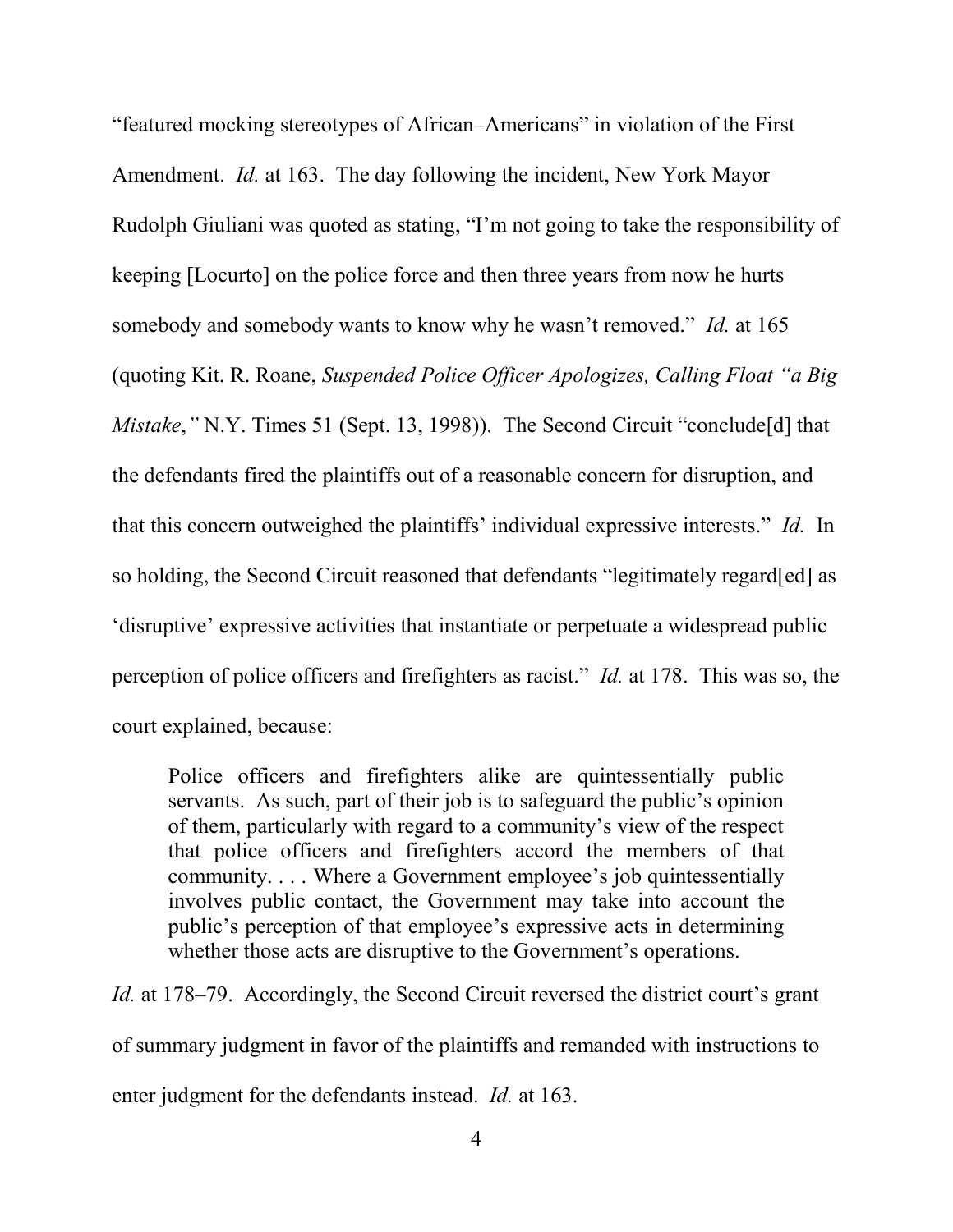"featured mocking stereotypes of African–Americans" in violation of the First Amendment. *Id.* at 163. The day following the incident, New York Mayor Rudolph Giuliani was quoted as stating, "I'm not going to take the responsibility of keeping [Locurto] on the police force and then three years from now he hurts somebody and somebody wants to know why he wasn't removed." *Id.* at 165 (quoting Kit. R. Roane, *Suspended Police Officer Apologizes, Calling Float "a Big Mistake*,*"* N.Y. Times 51 (Sept. 13, 1998)). The Second Circuit "conclude[d] that the defendants fired the plaintiffs out of a reasonable concern for disruption, and that this concern outweighed the plaintiffs' individual expressive interests." *Id.* In so holding, the Second Circuit reasoned that defendants "legitimately regard[ed] as 'disruptive' expressive activities that instantiate or perpetuate a widespread public perception of police officers and firefighters as racist." *Id.* at 178. This was so, the court explained, because:

> Police officers and firefighters alike are quintessentially public servants. As such, part of their job is to safeguard the public's opinion of them, particularly with regard to a community's view of the respect that police officers and firefighters accord the members of that community. . . . Where a Government employee's job quintessentially involves public contact, the Government may take into account the public's perception of that employee's expressive acts in determining whether those acts are disruptive to the Government's operations.

*Id.* at 178–79. Accordingly, the Second Circuit reversed the district court's grant of summary judgment in favor of the plaintiffs and remanded with instructions to enter judgment for the defendants instead. *Id.* at 163.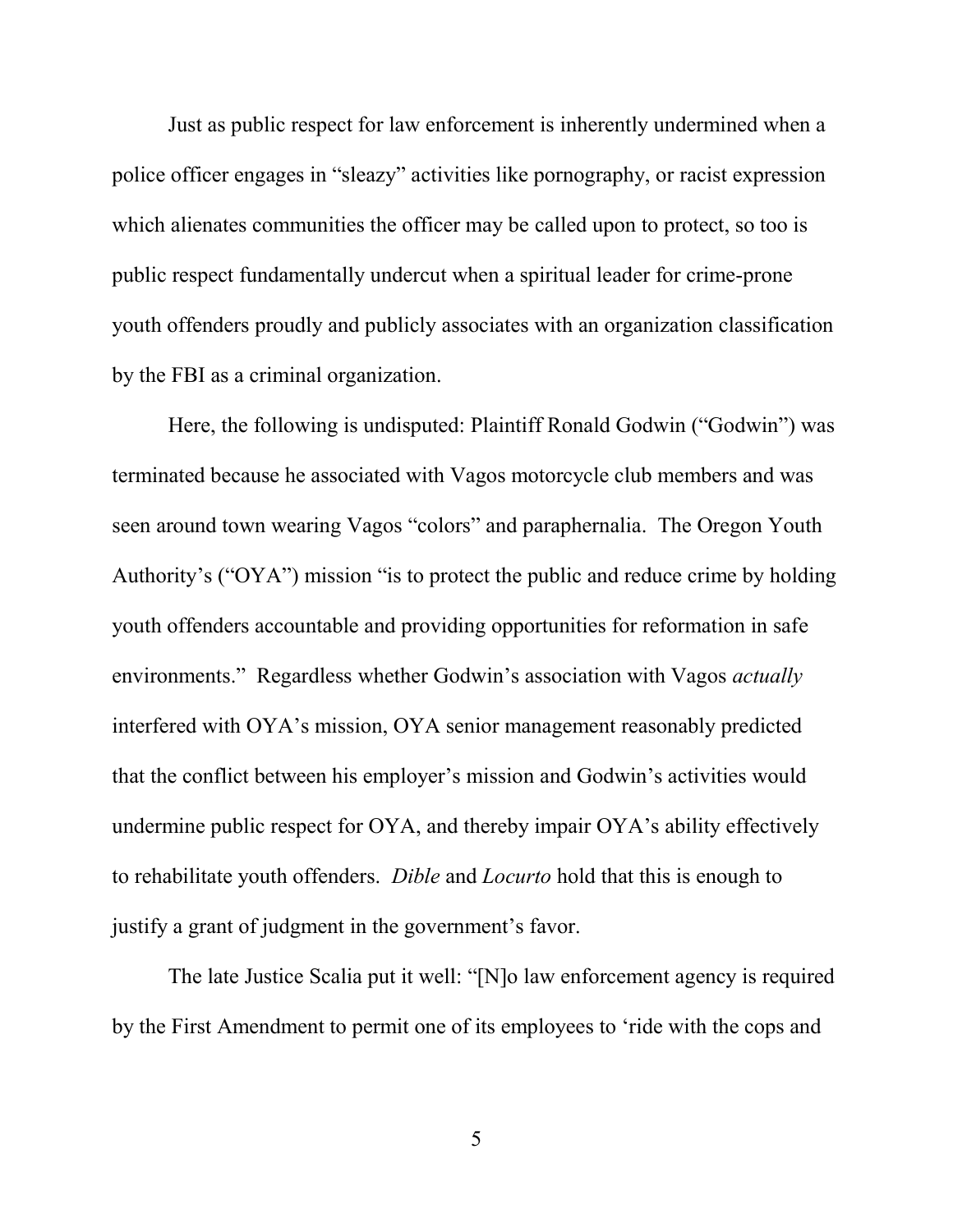Just as public respect for law enforcement is inherently undermined when a police officer engages in "sleazy" activities like pornography, or racist expression which alienates communities the officer may be called upon to protect, so too is public respect fundamentally undercut when a spiritual leader for crime-prone youth offenders proudly and publicly associates with an organization classification by the FBI as a criminal organization.

Here, the following is undisputed: Plaintiff Ronald Godwin ("Godwin") was terminated because he associated with Vagos motorcycle club members and was seen around town wearing Vagos "colors" and paraphernalia. The Oregon Youth Authority's ("OYA") mission "is to protect the public and reduce crime by holding youth offenders accountable and providing opportunities for reformation in safe environments." Regardless whether Godwin's association with Vagos *actually* interfered with OYA's mission, OYA senior management reasonably predicted that the conflict between his employer's mission and Godwin's activities would undermine public respect for OYA, and thereby impair OYA's ability effectively to rehabilitate youth offenders. *Dible* and *Locurto* hold that this is enough to justify a grant of judgment in the government's favor.

The late Justice Scalia put it well: "[N]o law enforcement agency is required by the First Amendment to permit one of its employees to 'ride with the cops and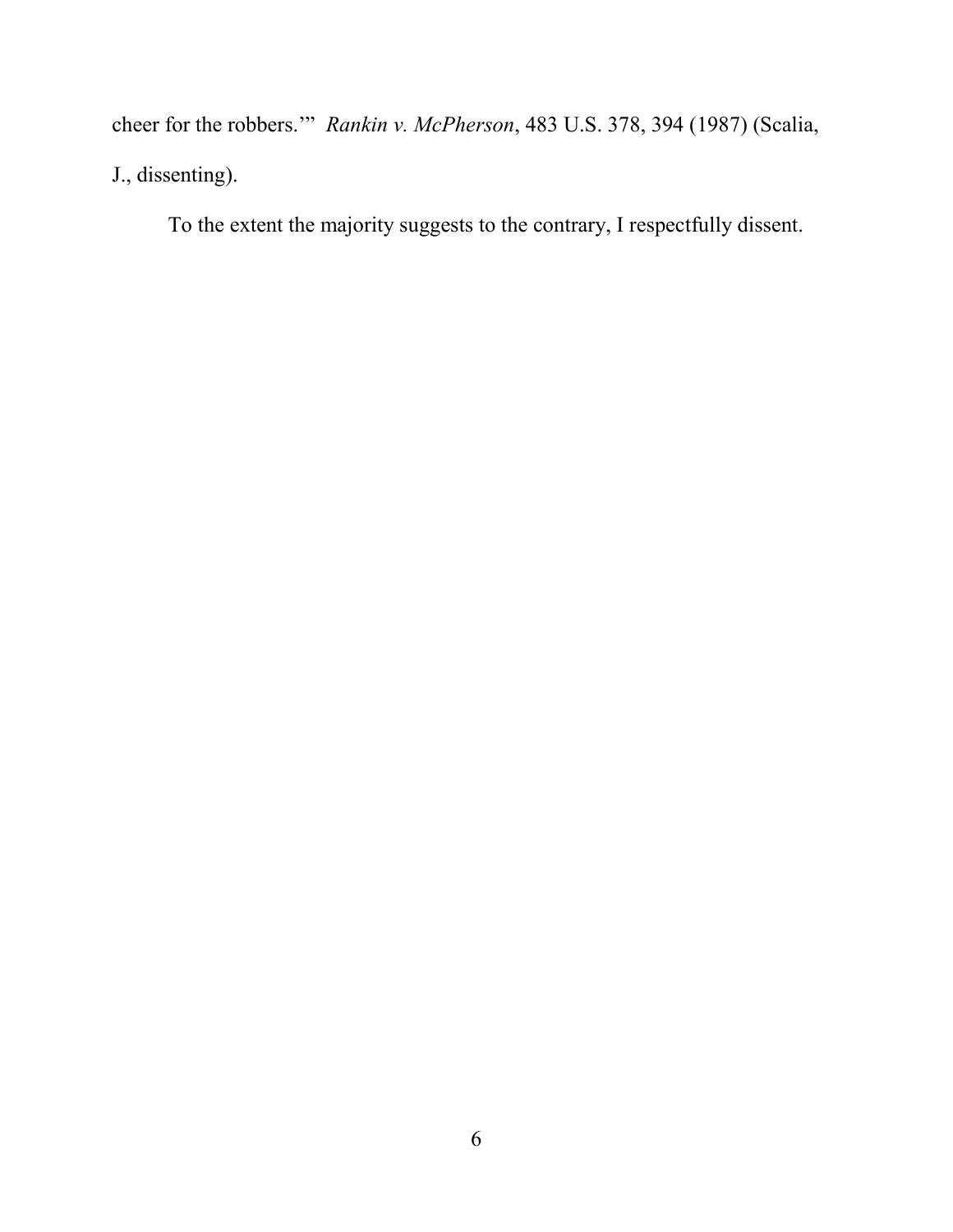cheer for the robbers.'" *Rankin v. McPherson*, 483 U.S. 378, 394 (1987) (Scalia, J., dissenting).

To the extent the majority suggests to the contrary, I respectfully dissent.